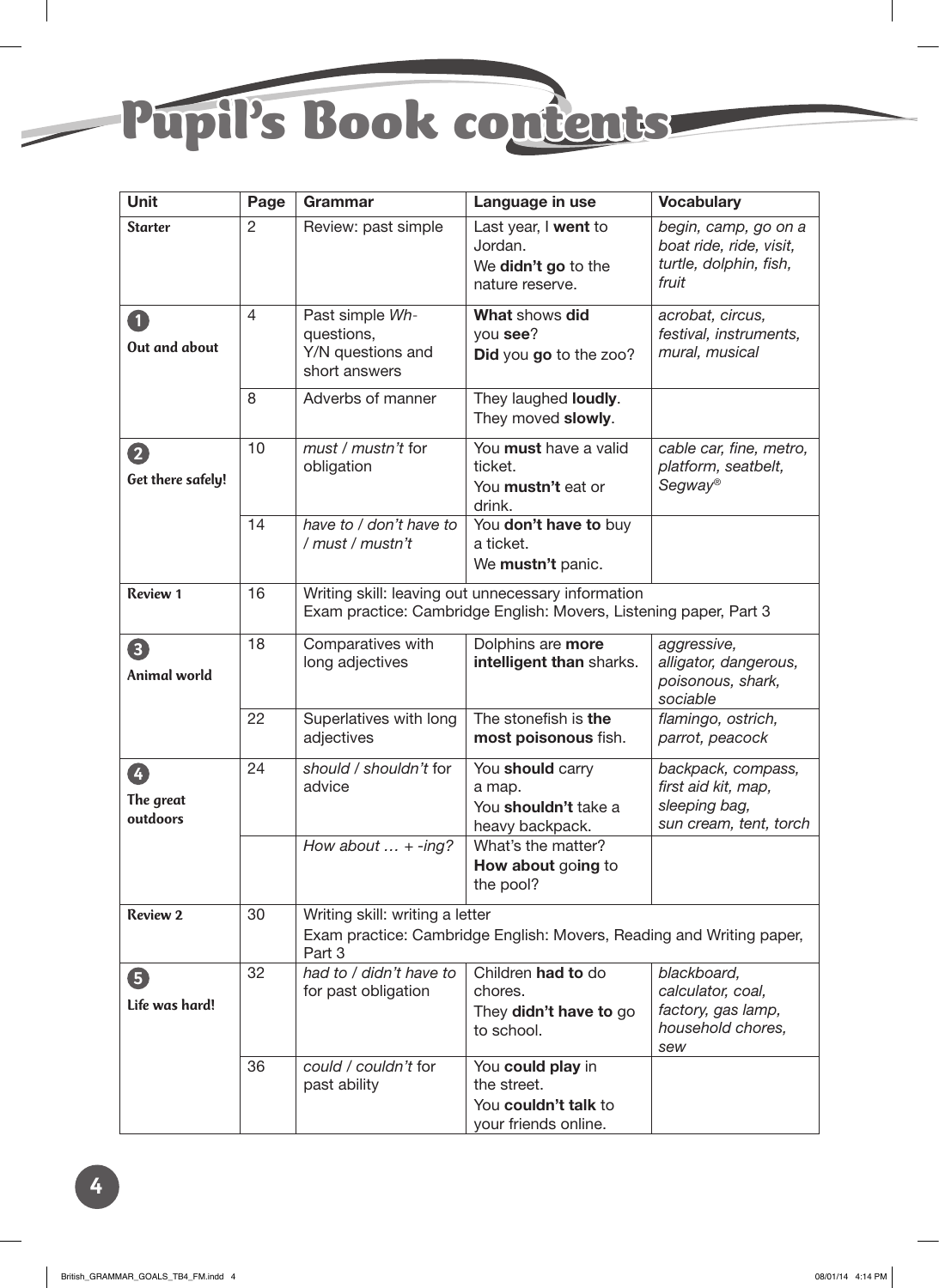# Pupil's Book contents

| Unit | Page | Grammar | Language in use | Vocabulary |
|---|---|---|---|---|
| **Starter** | 2 | Review: past simple | Last year, I **went** to Jordan.<br>We **didn't go** to the nature reserve. | *begin, camp, go on a boat ride, ride, visit, turtle, dolphin, fish, fruit* |
| **1 Out and about** | 4 | Past simple *Wh*-questions, Y/N questions and short answers | **What** shows **did** you **see**?<br>**Did** you **go** to the zoo? | *acrobat, circus, festival, instruments, mural, musical* |
| | 8 | Adverbs of manner | They laughed **loudly**.<br>They moved **slowly**. | |
| **2 Get there safely!** | 10 | *must / mustn't* for obligation | You **must** have a valid ticket.<br>You **mustn't** eat or drink. | *cable car, fine, metro, platform, seatbelt, Segway®* |
| | 14 | *have to / don't have to / must / mustn't* | You **don't have to** buy a ticket.<br>We **mustn't** panic. | |
| **Review 1** | 16 | Writing skill: leaving out unnecessary information<br>Exam practice: Cambridge English: Movers, Listening paper, Part 3 | | |
| **3 Animal world** | 18 | Comparatives with long adjectives | Dolphins are **more intelligent than** sharks. | *aggressive, alligator, dangerous, poisonous, shark, sociable* |
| | 22 | Superlatives with long adjectives | The stonefish is **the most poisonous** fish. | *flamingo, ostrich, parrot, peacock* |
| **4 The great outdoors** | 24 | *should / shouldn't* for advice | You **should** carry a map.<br>You **shouldn't** take a heavy backpack. | *backpack, compass, first aid kit, map, sleeping bag, sun cream, tent, torch* |
| | | *How about … + -ing?* | What's the matter?<br>**How about** go**ing** to the pool? | |
| **Review 2** | 30 | Writing skill: writing a letter<br>Exam practice: Cambridge English: Movers, Reading and Writing paper, Part 3 | | |
| **5 Life was hard!** | 32 | *had to / didn't have to* for past obligation | Children **had to** do chores.<br>They **didn't have to** go to school. | *blackboard, calculator, coal, factory, gas lamp, household chores, sew* |
| | 36 | *could / couldn't* for past ability | You **could play** in the street.<br>You **couldn't talk** to your friends online. | |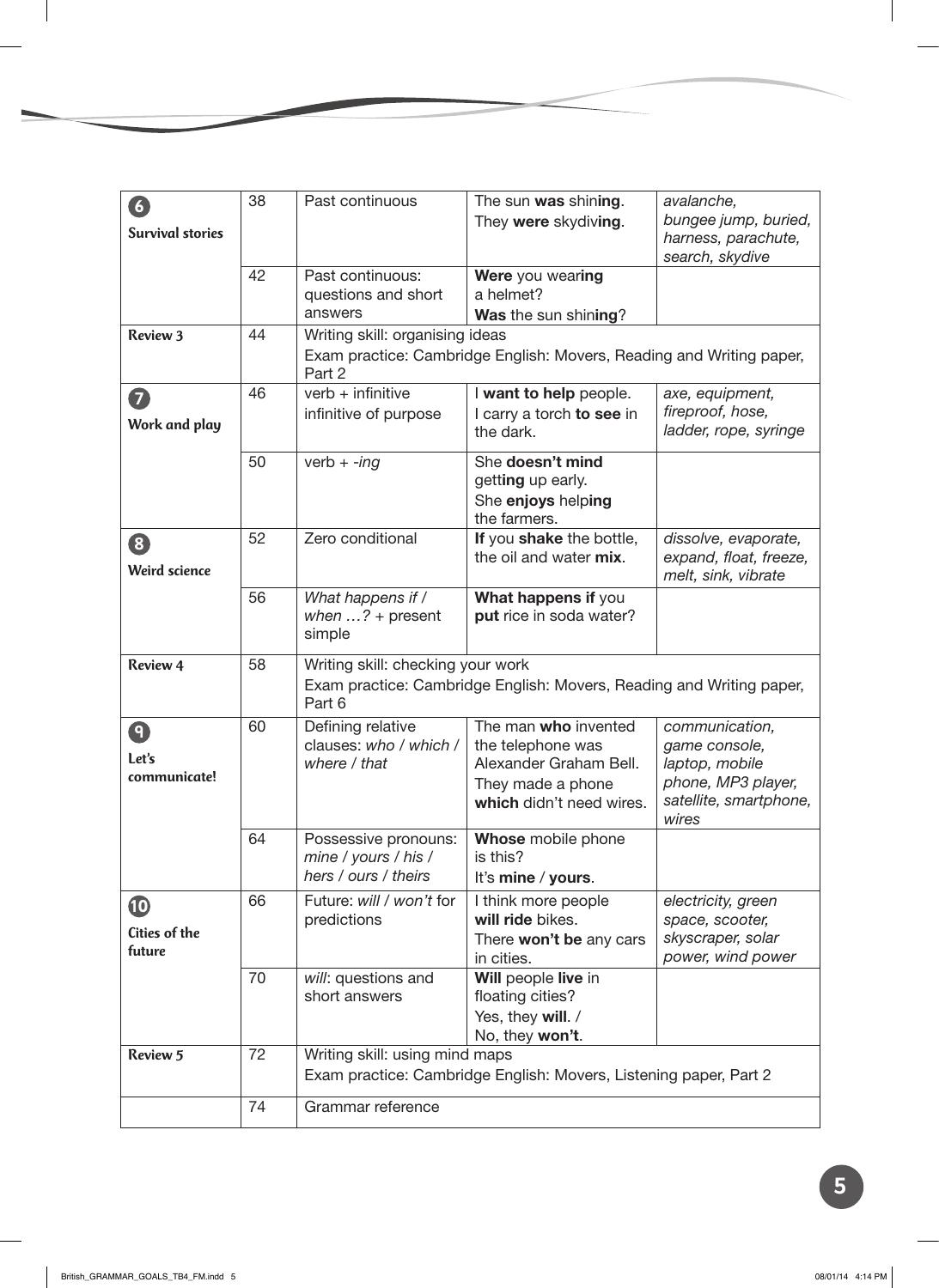| | | | | |
|---|---|---|---|---|
| **6** **Survival stories** | 38 | Past continuous | The sun **was** shin**ing**. They **were** skydiv**ing**. | *avalanche, bungee jump, buried, harness, parachute, search, skydive* |
| | 42 | Past continuous: questions and short answers | **Were** you wear**ing** a helmet? **Was** the sun shin**ing**? | |
| **Review 3** | 44 | Writing skill: organising ideas Exam practice: Cambridge English: Movers, Reading and Writing paper, Part 2 | | |
| **7** **Work and play** | 46 | verb + infinitive infinitive of purpose | I **want to help** people. I carry a torch **to see** in the dark. | *axe, equipment, fireproof, hose, ladder, rope, syringe* |
| | 50 | verb + *-ing* | She **doesn't mind** gett**ing** up early. She **enjoys** help**ing** the farmers. | |
| **8** **Weird science** | 52 | Zero conditional | **If** you **shake** the bottle, the oil and water **mix**. | *dissolve, evaporate, expand, float, freeze, melt, sink, vibrate* |
| | 56 | *What happens if / when …?* + present simple | **What happens if** you **put** rice in soda water? | |
| **Review 4** | 58 | Writing skill: checking your work Exam practice: Cambridge English: Movers, Reading and Writing paper, Part 6 | | |
| **9** **Let's communicate!** | 60 | Defining relative clauses: *who / which / where / that* | The man **who** invented the telephone was Alexander Graham Bell. They made a phone **which** didn't need wires. | *communication, game console, laptop, mobile phone, MP3 player, satellite, smartphone, wires* |
| | 64 | Possessive pronouns: *mine / yours / his / hers / ours / theirs* | **Whose** mobile phone is this? It's **mine** / **yours**. | |
| **10** **Cities of the future** | 66 | Future: *will / won't* for predictions | I think more people **will ride** bikes. There **won't be** any cars in cities. | *electricity, green space, scooter, skyscraper, solar power, wind power* |
| | 70 | *will*: questions and short answers | **Will** people **live** in floating cities? Yes, they **will**. / No, they **won't**. | |
| **Review 5** | 72 | Writing skill: using mind maps Exam practice: Cambridge English: Movers, Listening paper, Part 2 | | |
| | 74 | Grammar reference | | |